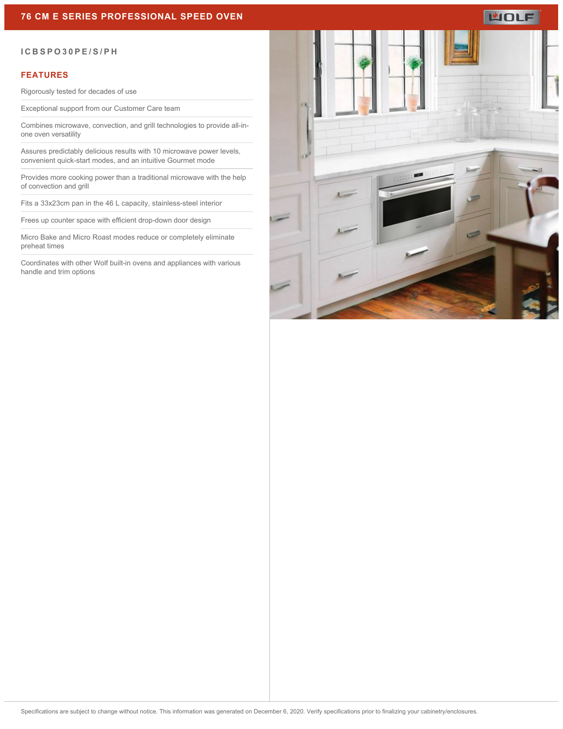# 76 CM E SERIES PROFESSIONAL SPEED OVEN

ICBSPO30PE/S/PH

## FEATURES

Rigorously tested for decades of use

Exceptional support from our Customer Care team

Combines microwave, convection, and grill technologies to provide all-in-one oven versatility

Assures predictably delicious results with 10 microwave power levels, convenient quick-start modes, and an intuitive Gourmet mode

Provides more cooking power than a traditional microwave with the help of convection and grill

Fits a 33x23cm pan in the 46 L capacity, stainless-steel interior

Frees up counter space with efficient drop-down door design

Micro Bake and Micro Roast modes reduce or completely eliminate preheat times

Coordinates with other Wolf built-in ovens and appliances with various handle and trim options

Specifications are subject to change without notice. This information was generated on December 6, 2020. Verify specifications prior to finalizing your cabinetry/enclosures.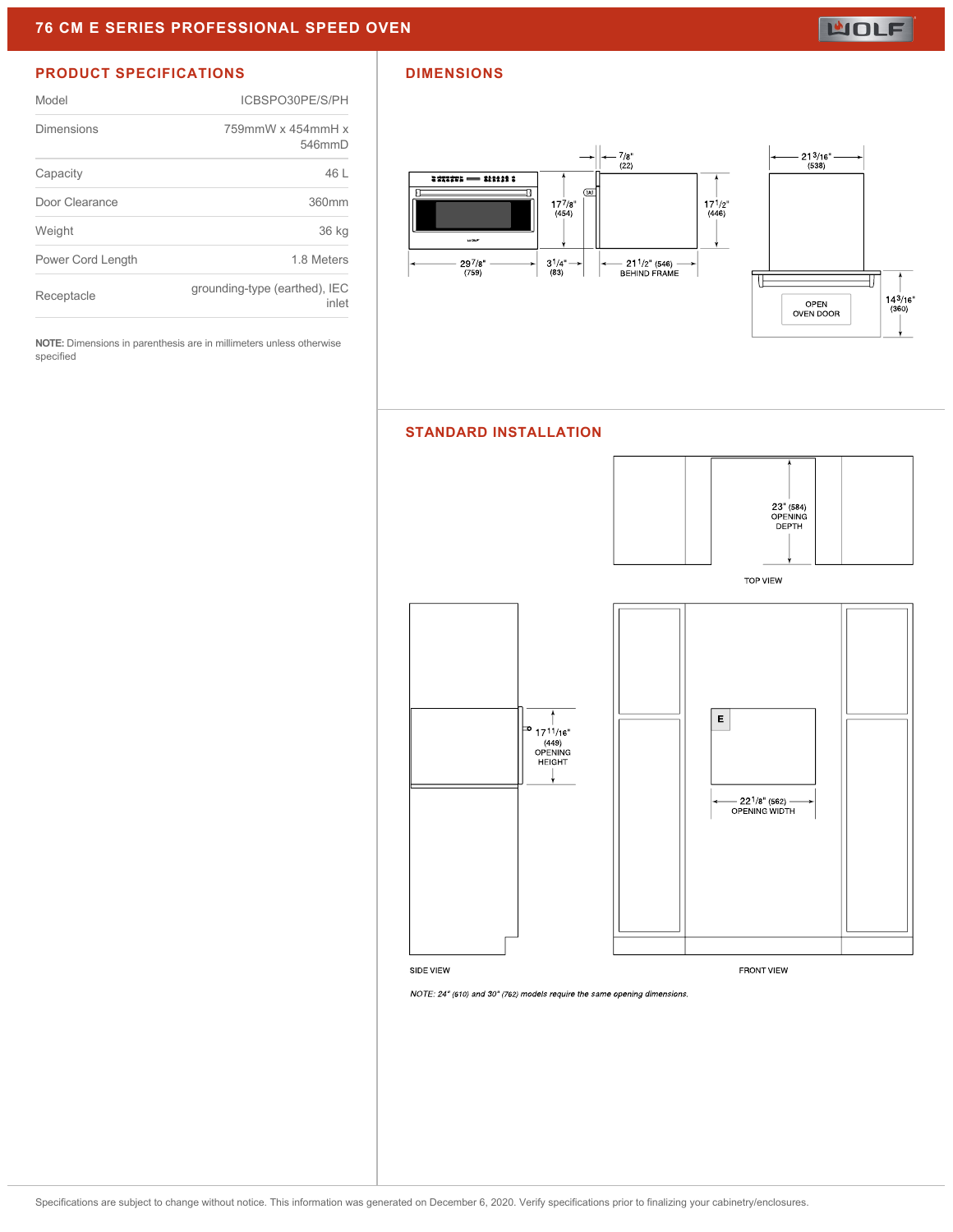# 76 CM E SERIES PROFESSIONAL SPEED OVEN

## PRODUCT SPECIFICATIONS

| | |
|---|---|
| Model | ICBSPO30PE/S/PH |
| Dimensions | 759mmW x 454mmH x 546mmD |
| Capacity | 46 L |
| Door Clearance | 360mm |
| Weight | 36 kg |
| Power Cord Length | 1.8 Meters |
| Receptacle | grounding-type (earthed), IEC inlet |

**NOTE:** Dimensions in parenthesis are in millimeters unless otherwise specified

## DIMENSIONS

7/8" (22)

21 3/16" (538)

17 7/8" (454)

17 1/2" (446)

29 7/8" (759)

3 1/4" (83)

21 1/2" (546) BEHIND FRAME

OPEN OVEN DOOR

14 3/16" (360)

## STANDARD INSTALLATION

23" (584) OPENING DEPTH

TOP VIEW

17 11/16" (449) OPENING HEIGHT

E

22 1/8" (562) OPENING WIDTH

SIDE VIEW

FRONT VIEW

*NOTE: 24" (610) and 30" (762) models require the same opening dimensions.*

Specifications are subject to change without notice. This information was generated on December 6, 2020. Verify specifications prior to finalizing your cabinetry/enclosures.